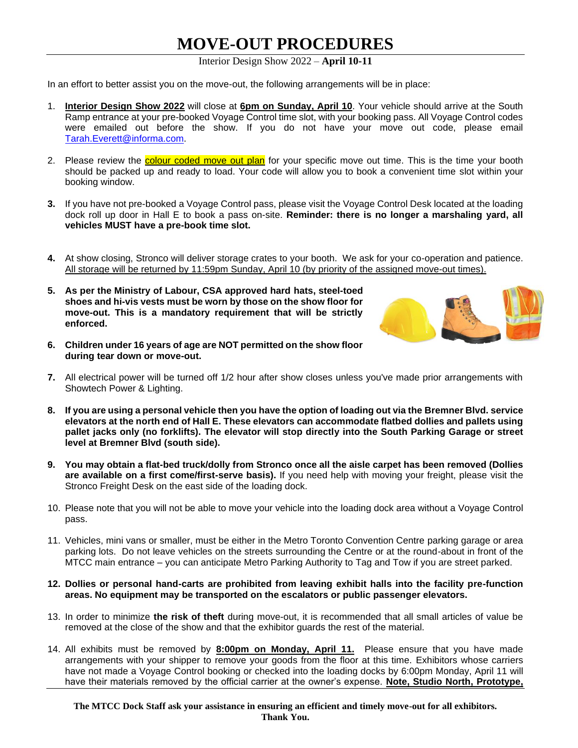# MOVE-OUT PROCEDURES

Interior Design Show 2022 – **April 10-11**

In an effort to better assist you on the move-out, the following arrangements will be in place:

1. **Interior Design Show 2022** will close at **6pm on Sunday, April 10**. Your vehicle should arrive at the South Ramp entrance at your pre-booked Voyage Control time slot, with your booking pass. All Voyage Control codes were emailed out before the show. If you do not have your move out code, please email Tarah.Everett@informa.com.

2. Please review the colour coded move out plan for your specific move out time. This is the time your booth should be packed up and ready to load. Your code will allow you to book a convenient time slot within your booking window.

3. If you have not pre-booked a Voyage Control pass, please visit the Voyage Control Desk located at the loading dock roll up door in Hall E to book a pass on-site. **Reminder: there is no longer a marshaling yard, all vehicles MUST have a pre-book time slot.**

4. At show closing, Stronco will deliver storage crates to your booth. We ask for your co-operation and patience. All storage will be returned by 11:59pm Sunday, April 10 (by priority of the assigned move-out times).

5. **As per the Ministry of Labour, CSA approved hard hats, steel-toed shoes and hi-vis vests must be worn by those on the show floor for move-out. This is a mandatory requirement that will be strictly enforced.**

6. **Children under 16 years of age are NOT permitted on the show floor during tear down or move-out.**

7. All electrical power will be turned off 1/2 hour after show closes unless you've made prior arrangements with Showtech Power & Lighting.

8. **If you are using a personal vehicle then you have the option of loading out via the Bremner Blvd. service elevators at the north end of Hall E. These elevators can accommodate flatbed dollies and pallets using pallet jacks only (no forklifts). The elevator will stop directly into the South Parking Garage or street level at Bremner Blvd (south side).**

9. **You may obtain a flat-bed truck/dolly from Stronco once all the aisle carpet has been removed (Dollies are available on a first come/first-serve basis).** If you need help with moving your freight, please visit the Stronco Freight Desk on the east side of the loading dock.

10. Please note that you will not be able to move your vehicle into the loading dock area without a Voyage Control pass.

11. Vehicles, mini vans or smaller, must be either in the Metro Toronto Convention Centre parking garage or area parking lots. Do not leave vehicles on the streets surrounding the Centre or at the round-about in front of the MTCC main entrance – you can anticipate Metro Parking Authority to Tag and Tow if you are street parked.

12. **Dollies or personal hand-carts are prohibited from leaving exhibit halls into the facility pre-function areas. No equipment may be transported on the escalators or public passenger elevators.**

13. In order to minimize **the risk of theft** during move-out, it is recommended that all small articles of value be removed at the close of the show and that the exhibitor guards the rest of the material.

14. All exhibits must be removed by **8:00pm on Monday, April 11.** Please ensure that you have made arrangements with your shipper to remove your goods from the floor at this time. Exhibitors whose carriers have not made a Voyage Control booking or checked into the loading docks by 6:00pm Monday, April 11 will have their materials removed by the official carrier at the owner's expense. **Note, Studio North, Prototype,**

**The MTCC Dock Staff ask your assistance in ensuring an efficient and timely move-out for all exhibitors. Thank You.**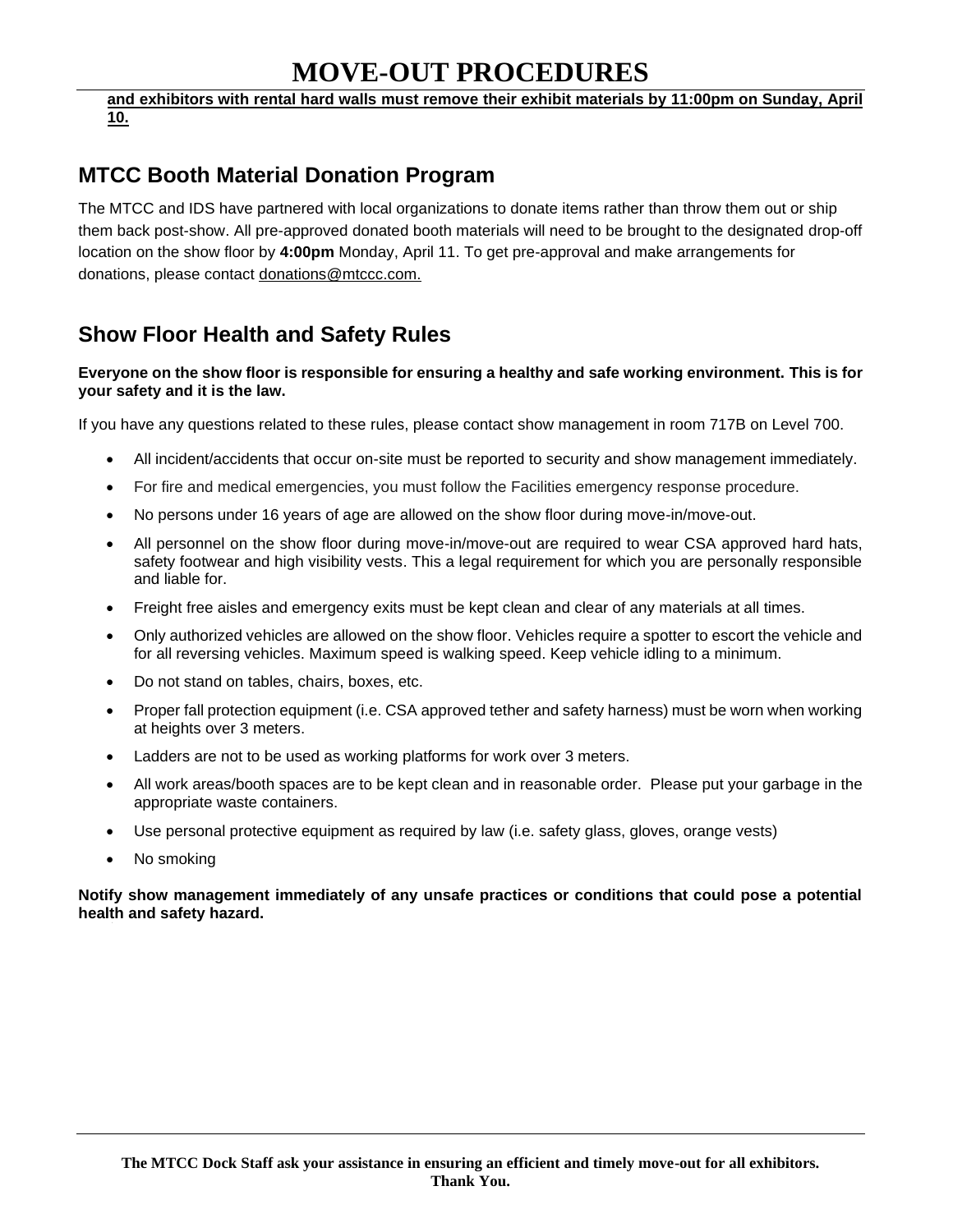**and exhibitors with rental hard walls must remove their exhibit materials by 11:00pm on Sunday, April 10.**

## MTCC Booth Material Donation Program

The MTCC and IDS have partnered with local organizations to donate items rather than throw them out or ship them back post-show. All pre-approved donated booth materials will need to be brought to the designated drop-off location on the show floor by **4:00pm** Monday, April 11. To get pre-approval and make arrangements for donations, please contact donations@mtccc.com.

## Show Floor Health and Safety Rules

**Everyone on the show floor is responsible for ensuring a healthy and safe working environment. This is for your safety and it is the law.**

If you have any questions related to these rules, please contact show management in room 717B on Level 700.

- All incident/accidents that occur on-site must be reported to security and show management immediately.
- For fire and medical emergencies, you must follow the Facilities emergency response procedure.
- No persons under 16 years of age are allowed on the show floor during move-in/move-out.
- All personnel on the show floor during move-in/move-out are required to wear CSA approved hard hats, safety footwear and high visibility vests. This a legal requirement for which you are personally responsible and liable for.
- Freight free aisles and emergency exits must be kept clean and clear of any materials at all times.
- Only authorized vehicles are allowed on the show floor. Vehicles require a spotter to escort the vehicle and for all reversing vehicles. Maximum speed is walking speed. Keep vehicle idling to a minimum.
- Do not stand on tables, chairs, boxes, etc.
- Proper fall protection equipment (i.e. CSA approved tether and safety harness) must be worn when working at heights over 3 meters.
- Ladders are not to be used as working platforms for work over 3 meters.
- All work areas/booth spaces are to be kept clean and in reasonable order. Please put your garbage in the appropriate waste containers.
- Use personal protective equipment as required by law (i.e. safety glass, gloves, orange vests)
- No smoking

**Notify show management immediately of any unsafe practices or conditions that could pose a potential health and safety hazard.**

**The MTCC Dock Staff ask your assistance in ensuring an efficient and timely move-out for all exhibitors. Thank You.**